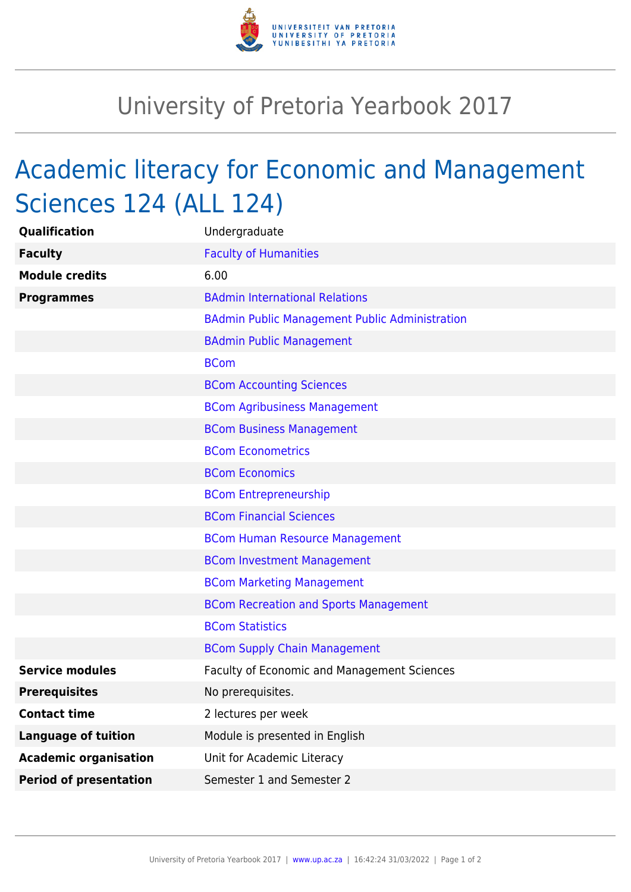# University of Pretoria Yearbook 2017

## Academic literacy for Economic and Management Sciences 124 (ALL 124)

| | |
|---|---|
| **Qualification** | Undergraduate |
| **Faculty** | Faculty of Humanities |
| **Module credits** | 6.00 |
| **Programmes** | BAdmin International Relations |
| | BAdmin Public Management Public Administration |
| | BAdmin Public Management |
| | BCom |
| | BCom Accounting Sciences |
| | BCom Agribusiness Management |
| | BCom Business Management |
| | BCom Econometrics |
| | BCom Economics |
| | BCom Entrepreneurship |
| | BCom Financial Sciences |
| | BCom Human Resource Management |
| | BCom Investment Management |
| | BCom Marketing Management |
| | BCom Recreation and Sports Management |
| | BCom Statistics |
| | BCom Supply Chain Management |
| **Service modules** | Faculty of Economic and Management Sciences |
| **Prerequisites** | No prerequisites. |
| **Contact time** | 2 lectures per week |
| **Language of tuition** | Module is presented in English |
| **Academic organisation** | Unit for Academic Literacy |
| **Period of presentation** | Semester 1 and Semester 2 |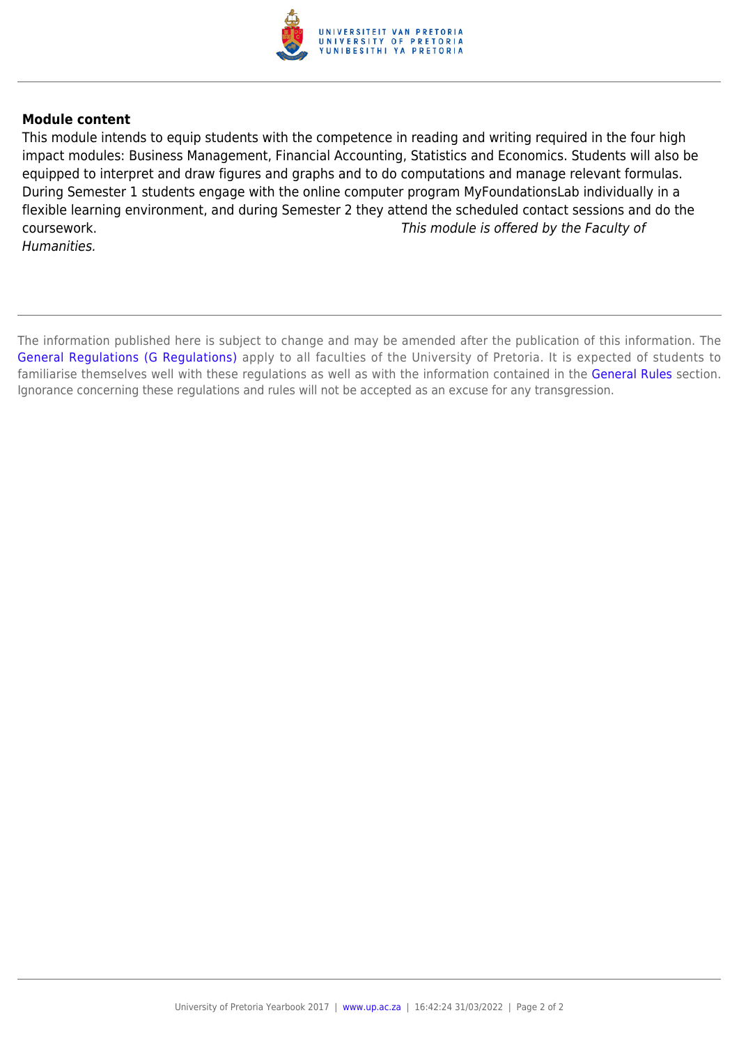**Module content**

This module intends to equip students with the competence in reading and writing required in the four high impact modules: Business Management, Financial Accounting, Statistics and Economics. Students will also be equipped to interpret and draw figures and graphs and to do computations and manage relevant formulas. During Semester 1 students engage with the online computer program MyFoundationsLab individually in a flexible learning environment, and during Semester 2 they attend the scheduled contact sessions and do the coursework. *This module is offered by the Faculty of Humanities.*

The information published here is subject to change and may be amended after the publication of this information. The General Regulations (G Regulations) apply to all faculties of the University of Pretoria. It is expected of students to familiarise themselves well with these regulations as well as with the information contained in the General Rules section. Ignorance concerning these regulations and rules will not be accepted as an excuse for any transgression.